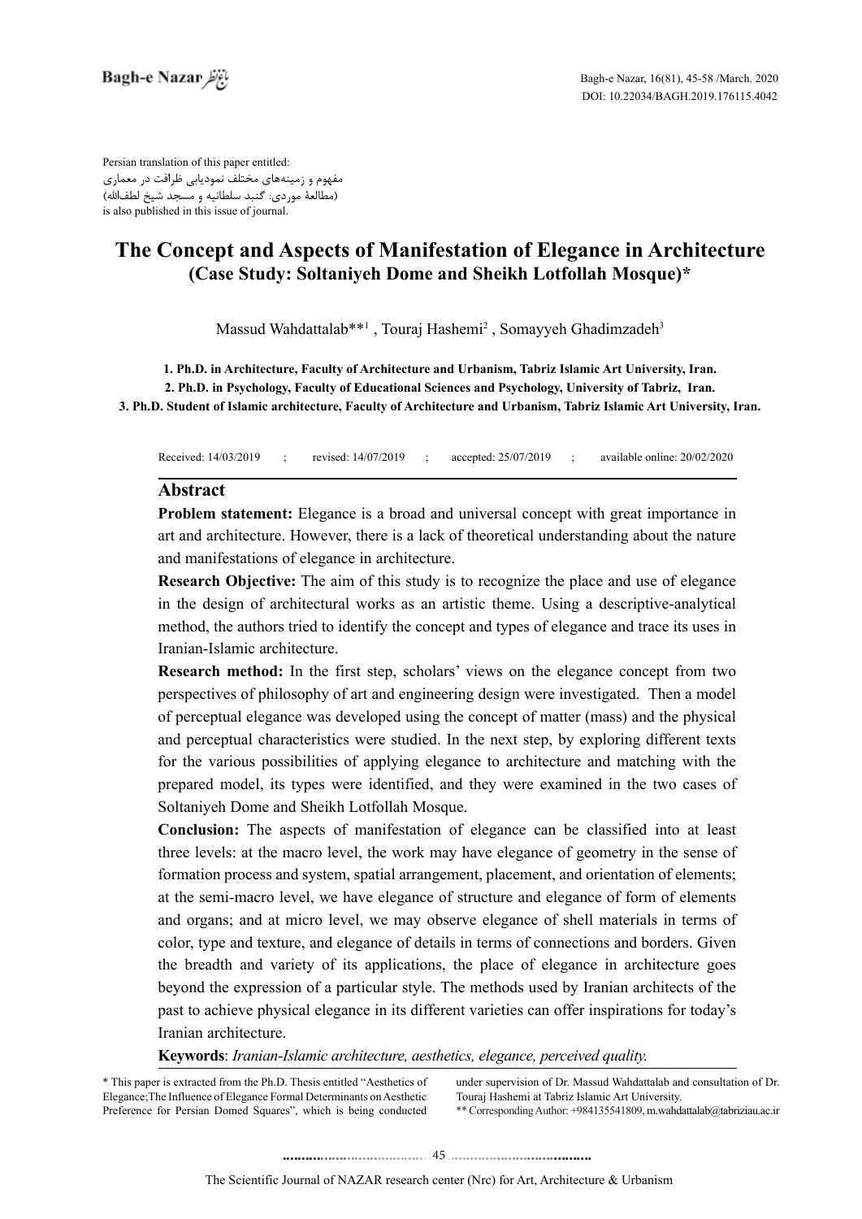Persian translation of this paper entitled:
مفهوم و زمینه‌های مختلف نمودیابی ظرافت در معماری
(مطالعهٔ موردی: گنبد سلطانیه و مسجد شیخ لطف‌الله)
is also published in this issue of journal.

# The Concept and Aspects of Manifestation of Elegance in Architecture
## (Case Study: Soltaniyeh Dome and Sheikh Lotfollah Mosque)*

Massud Wahdattalab**[1] , Touraj Hashemi[2] , Somayyeh Ghadimzadeh[3]

**1. Ph.D. in Architecture, Faculty of Architecture and Urbanism, Tabriz Islamic Art University, Iran.**
**2. Ph.D. in Psychology, Faculty of Educational Sciences and Psychology, University of Tabriz, Iran.**
**3. Ph.D. Student of Islamic architecture, Faculty of Architecture and Urbanism, Tabriz Islamic Art University, Iran.**

Received: 14/03/2019 ; revised: 14/07/2019 ; accepted: 25/07/2019 ; available online: 20/02/2020

## Abstract

**Problem statement:** Elegance is a broad and universal concept with great importance in art and architecture. However, there is a lack of theoretical understanding about the nature and manifestations of elegance in architecture.

**Research Objective:** The aim of this study is to recognize the place and use of elegance in the design of architectural works as an artistic theme. Using a descriptive-analytical method, the authors tried to identify the concept and types of elegance and trace its uses in Iranian-Islamic architecture.

**Research method:** In the first step, scholars' views on the elegance concept from two perspectives of philosophy of art and engineering design were investigated. Then a model of perceptual elegance was developed using the concept of matter (mass) and the physical and perceptual characteristics were studied. In the next step, by exploring different texts for the various possibilities of applying elegance to architecture and matching with the prepared model, its types were identified, and they were examined in the two cases of Soltaniyeh Dome and Sheikh Lotfollah Mosque.

**Conclusion:** The aspects of manifestation of elegance can be classified into at least three levels: at the macro level, the work may have elegance of geometry in the sense of formation process and system, spatial arrangement, placement, and orientation of elements; at the semi-macro level, we have elegance of structure and elegance of form of elements and organs; and at micro level, we may observe elegance of shell materials in terms of color, type and texture, and elegance of details in terms of connections and borders. Given the breadth and variety of its applications, the place of elegance in architecture goes beyond the expression of a particular style. The methods used by Iranian architects of the past to achieve physical elegance in its different varieties can offer inspirations for today's Iranian architecture.

**Keywords**: *Iranian-Islamic architecture, aesthetics, elegance, perceived quality.*

---

\* This paper is extracted from the Ph.D. Thesis entitled "Aesthetics of Elegance;The Influence of Elegance Formal Determinants on Aesthetic Preference for Persian Domed Squares", which is being conducted under supervision of Dr. Massud Wahdattalab and consultation of Dr. Touraj Hashemi at Tabriz Islamic Art University.

\*\* Corresponding Author: +984135541809, m.wahdattalab@tabriziau.ac.ir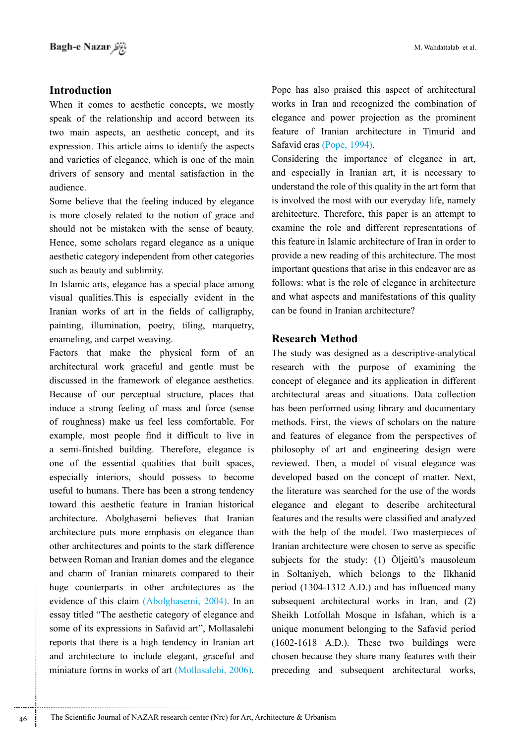## Introduction

When it comes to aesthetic concepts, we mostly speak of the relationship and accord between its two main aspects, an aesthetic concept, and its expression. This article aims to identify the aspects and varieties of elegance, which is one of the main drivers of sensory and mental satisfaction in the audience.

Some believe that the feeling induced by elegance is more closely related to the notion of grace and should not be mistaken with the sense of beauty. Hence, some scholars regard elegance as a unique aesthetic category independent from other categories such as beauty and sublimity.

In Islamic arts, elegance has a special place among visual qualities.This is especially evident in the Iranian works of art in the fields of calligraphy, painting, illumination, poetry, tiling, marquetry, enameling, and carpet weaving.

Factors that make the physical form of an architectural work graceful and gentle must be discussed in the framework of elegance aesthetics. Because of our perceptual structure, places that induce a strong feeling of mass and force (sense of roughness) make us feel less comfortable. For example, most people find it difficult to live in a semi-finished building. Therefore, elegance is one of the essential qualities that built spaces, especially interiors, should possess to become useful to humans. There has been a strong tendency toward this aesthetic feature in Iranian historical architecture. Abolghasemi believes that Iranian architecture puts more emphasis on elegance than other architectures and points to the stark difference between Roman and Iranian domes and the elegance and charm of Iranian minarets compared to their huge counterparts in other architectures as the evidence of this claim (Abolghasemi, 2004). In an essay titled "The aesthetic category of elegance and some of its expressions in Safavid art", Mollasalehi reports that there is a high tendency in Iranian art and architecture to include elegant, graceful and miniature forms in works of art (Mollasalehi, 2006). Pope has also praised this aspect of architectural works in Iran and recognized the combination of elegance and power projection as the prominent feature of Iranian architecture in Timurid and Safavid eras (Pope, 1994).

Considering the importance of elegance in art, and especially in Iranian art, it is necessary to understand the role of this quality in the art form that is involved the most with our everyday life, namely architecture. Therefore, this paper is an attempt to examine the role and different representations of this feature in Islamic architecture of Iran in order to provide a new reading of this architecture. The most important questions that arise in this endeavor are as follows: what is the role of elegance in architecture and what aspects and manifestations of this quality can be found in Iranian architecture?

## Research Method

The study was designed as a descriptive-analytical research with the purpose of examining the concept of elegance and its application in different architectural areas and situations. Data collection has been performed using library and documentary methods. First, the views of scholars on the nature and features of elegance from the perspectives of philosophy of art and engineering design were reviewed. Then, a model of visual elegance was developed based on the concept of matter. Next, the literature was searched for the use of the words elegance and elegant to describe architectural features and the results were classified and analyzed with the help of the model. Two masterpieces of Iranian architecture were chosen to serve as specific subjects for the study: (1) Öljeitü's mausoleum in Soltaniyeh, which belongs to the Ilkhanid period (1304-1312 A.D.) and has influenced many subsequent architectural works in Iran, and (2) Sheikh Lotfollah Mosque in Isfahan, which is a unique monument belonging to the Safavid period (1602-1618 A.D.). These two buildings were chosen because they share many features with their preceding and subsequent architectural works,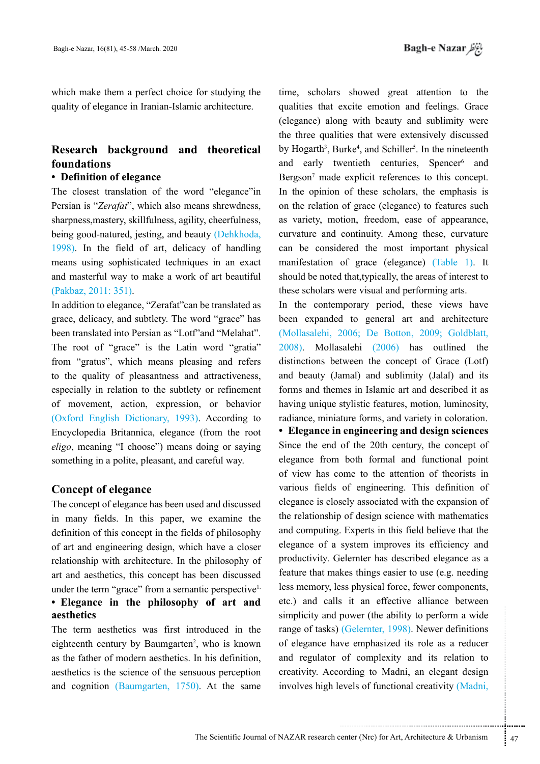which make them a perfect choice for studying the quality of elegance in Iranian-Islamic architecture.

## Research background and theoretical foundations

### • Definition of elegance

The closest translation of the word "elegance"in Persian is "*Zerafat*", which also means shrewdness, sharpness,mastery, skillfulness, agility, cheerfulness, being good-natured, jesting, and beauty (Dehkhoda, 1998). In the field of art, delicacy of handling means using sophisticated techniques in an exact and masterful way to make a work of art beautiful (Pakbaz, 2011: 351).

In addition to elegance, "Zerafat"can be translated as grace, delicacy, and subtlety. The word "grace" has been translated into Persian as "Lotf"and "Melahat". The root of "grace" is the Latin word "gratia" from "gratus", which means pleasing and refers to the quality of pleasantness and attractiveness, especially in relation to the subtlety or refinement of movement, action, expression, or behavior (Oxford English Dictionary, 1993). According to Encyclopedia Britannica, elegance (from the root *eligo*, meaning "I choose") means doing or saying something in a polite, pleasant, and careful way.

## Concept of elegance

The concept of elegance has been used and discussed in many fields. In this paper, we examine the definition of this concept in the fields of philosophy of art and engineering design, which have a closer relationship with architecture. In the philosophy of art and aesthetics, this concept has been discussed under the term "grace" from a semantic perspective[1].

### • Elegance in the philosophy of art and aesthetics

The term aesthetics was first introduced in the eighteenth century by Baumgarten[2], who is known as the father of modern aesthetics. In his definition, aesthetics is the science of the sensuous perception and cognition (Baumgarten, 1750). At the same time, scholars showed great attention to the qualities that excite emotion and feelings. Grace (elegance) along with beauty and sublimity were the three qualities that were extensively discussed by Hogarth[3], Burke[4], and Schiller[5]. In the nineteenth and early twentieth centuries, Spencer[6] and Bergson[7] made explicit references to this concept. In the opinion of these scholars, the emphasis is on the relation of grace (elegance) to features such as variety, motion, freedom, ease of appearance, curvature and continuity. Among these, curvature can be considered the most important physical manifestation of grace (elegance) (Table 1). It should be noted that,typically, the areas of interest to these scholars were visual and performing arts.

In the contemporary period, these views have been expanded to general art and architecture (Mollasalehi, 2006; De Botton, 2009; Goldblatt, 2008). Mollasalehi (2006) has outlined the distinctions between the concept of Grace (Lotf) and beauty (Jamal) and sublimity (Jalal) and its forms and themes in Islamic art and described it as having unique stylistic features, motion, luminosity, radiance, miniature forms, and variety in coloration.

### • Elegance in engineering and design sciences

Since the end of the 20th century, the concept of elegance from both formal and functional point of view has come to the attention of theorists in various fields of engineering. This definition of elegance is closely associated with the expansion of the relationship of design science with mathematics and computing. Experts in this field believe that the elegance of a system improves its efficiency and productivity. Gelernter has described elegance as a feature that makes things easier to use (e.g. needing less memory, less physical force, fewer components, etc.) and calls it an effective alliance between simplicity and power (the ability to perform a wide range of tasks) (Gelernter, 1998). Newer definitions of elegance have emphasized its role as a reducer and regulator of complexity and its relation to creativity. According to Madni, an elegant design involves high levels of functional creativity (Madni,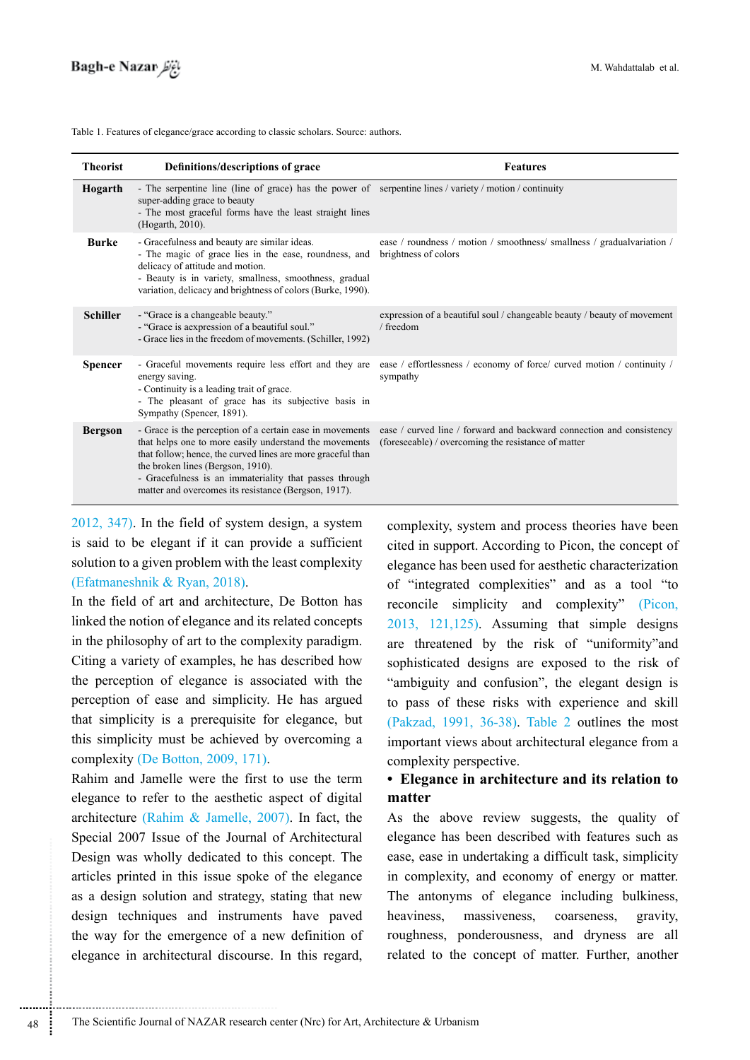Table 1. Features of elegance/grace according to classic scholars. Source: authors.

| Theorist | Definitions/descriptions of grace | Features |
|---|---|---|
| **Hogarth** | - The serpentine line (line of grace) has the power of super-adding grace to beauty<br>- The most graceful forms have the least straight lines (Hogarth, 2010). | serpentine lines / variety / motion / continuity |
| **Burke** | - Gracefulness and beauty are similar ideas.<br>- The magic of grace lies in the ease, roundness, and delicacy of attitude and motion.<br>- Beauty is in variety, smallness, smoothness, gradual variation, delicacy and brightness of colors (Burke, 1990). | ease / roundness / motion / smoothness/ smallness / gradualvariation / brightness of colors |
| **Schiller** | - "Grace is a changeable beauty."<br>- "Grace is aexpression of a beautiful soul."<br>- Grace lies in the freedom of movements. (Schiller, 1992) | expression of a beautiful soul / changeable beauty / beauty of movement / freedom |
| **Spencer** | - Graceful movements require less effort and they are energy saving.<br>- Continuity is a leading trait of grace.<br>- The pleasant of grace has its subjective basis in Sympathy (Spencer, 1891). | ease / effortlessness / economy of force/ curved motion / continuity / sympathy |
| **Bergson** | - Grace is the perception of a certain ease in movements that helps one to more easily understand the movements that follow; hence, the curved lines are more graceful than the broken lines (Bergson, 1910).<br>- Gracefulness is an immateriality that passes through matter and overcomes its resistance (Bergson, 1917). | ease / curved line / forward and backward connection and consistency (foreseeable) / overcoming the resistance of matter |

2012, 347). In the field of system design, a system is said to be elegant if it can provide a sufficient solution to a given problem with the least complexity (Efatmaneshnik & Ryan, 2018).

In the field of art and architecture, De Botton has linked the notion of elegance and its related concepts in the philosophy of art to the complexity paradigm. Citing a variety of examples, he has described how the perception of elegance is associated with the perception of ease and simplicity. He has argued that simplicity is a prerequisite for elegance, but this simplicity must be achieved by overcoming a complexity (De Botton, 2009, 171).

Rahim and Jamelle were the first to use the term elegance to refer to the aesthetic aspect of digital architecture (Rahim & Jamelle, 2007). In fact, the Special 2007 Issue of the Journal of Architectural Design was wholly dedicated to this concept. The articles printed in this issue spoke of the elegance as a design solution and strategy, stating that new design techniques and instruments have paved the way for the emergence of a new definition of elegance in architectural discourse. In this regard, complexity, system and process theories have been cited in support. According to Picon, the concept of elegance has been used for aesthetic characterization of "integrated complexities" and as a tool "to reconcile simplicity and complexity" (Picon, 2013, 121,125). Assuming that simple designs are threatened by the risk of "uniformity"and sophisticated designs are exposed to the risk of "ambiguity and confusion", the elegant design is to pass of these risks with experience and skill (Pakzad, 1991, 36-38). Table 2 outlines the most important views about architectural elegance from a complexity perspective.

- **Elegance in architecture and its relation to matter**

As the above review suggests, the quality of elegance has been described with features such as ease, ease in undertaking a difficult task, simplicity in complexity, and economy of energy or matter. The antonyms of elegance including bulkiness, heaviness, massiveness, coarseness, gravity, roughness, ponderousness, and dryness are all related to the concept of matter. Further, another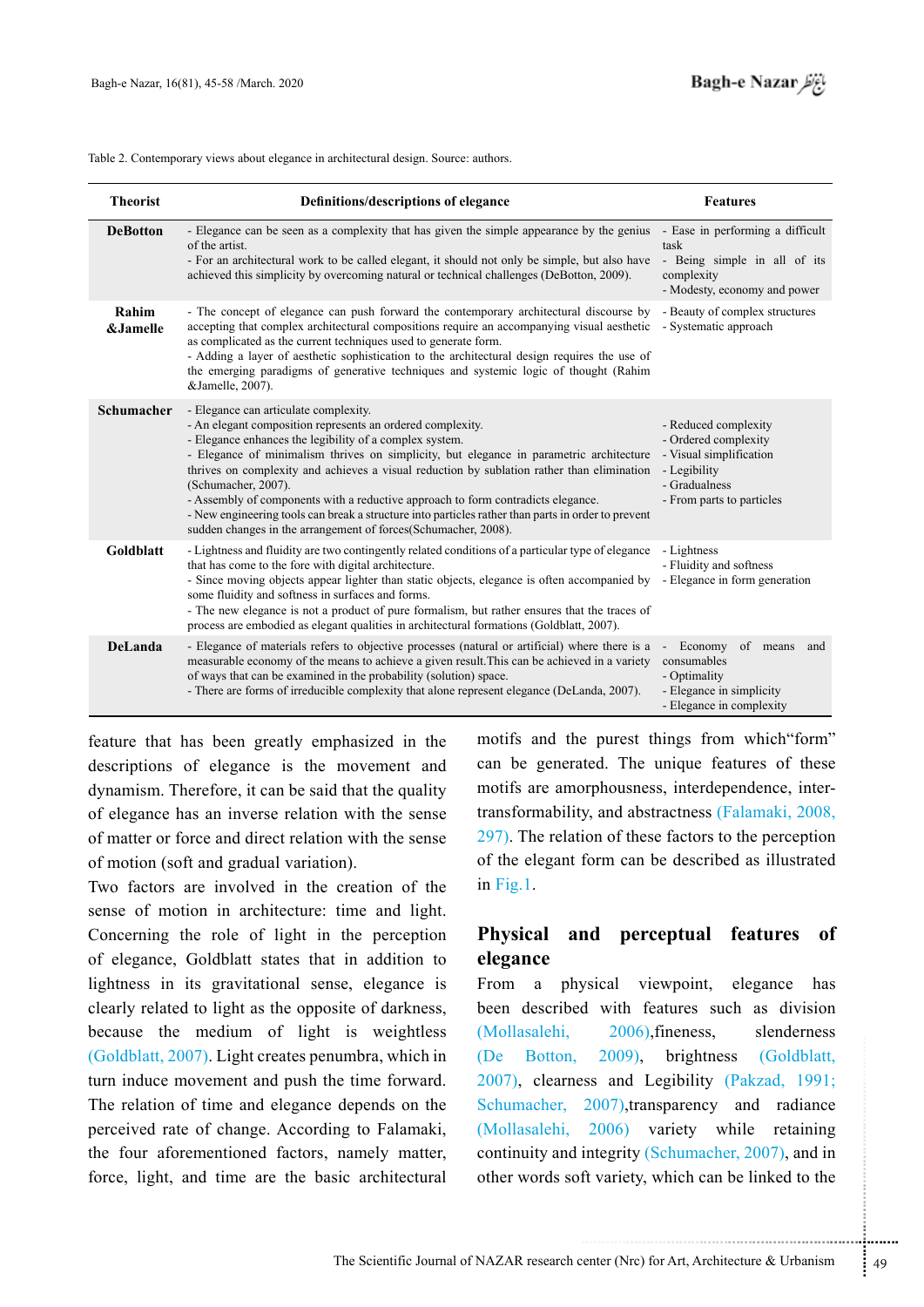Table 2. Contemporary views about elegance in architectural design. Source: authors.

| Theorist | Definitions/descriptions of elegance | Features |
|---|---|---|
| **DeBotton** | - Elegance can be seen as a complexity that has given the simple appearance by the genius of the artist.<br>- For an architectural work to be called elegant, it should not only be simple, but also have achieved this simplicity by overcoming natural or technical challenges (DeBotton, 2009). | - Ease in performing a difficult task<br>- Being simple in all of its complexity<br>- Modesty, economy and power |
| **Rahim &Jamelle** | - The concept of elegance can push forward the contemporary architectural discourse by accepting that complex architectural compositions require an accompanying visual aesthetic as complicated as the current techniques used to generate form.<br>- Adding a layer of aesthetic sophistication to the architectural design requires the use of the emerging paradigms of generative techniques and systemic logic of thought (Rahim &Jamelle, 2007). | - Beauty of complex structures<br>- Systematic approach |
| **Schumacher** | - Elegance can articulate complexity.<br>- An elegant composition represents an ordered complexity.<br>- Elegance enhances the legibility of a complex system.<br>- Elegance of minimalism thrives on simplicity, but elegance in parametric architecture thrives on complexity and achieves a visual reduction by sublation rather than elimination (Schumacher, 2007).<br>- Assembly of components with a reductive approach to form contradicts elegance.<br>- New engineering tools can break a structure into particles rather than parts in order to prevent sudden changes in the arrangement of forces(Schumacher, 2008). | - Reduced complexity<br>- Ordered complexity<br>- Visual simplification<br>- Legibility<br>- Gradualness<br>- From parts to particles |
| **Goldblatt** | - Lightness and fluidity are two contingently related conditions of a particular type of elegance that has come to the fore with digital architecture.<br>- Since moving objects appear lighter than static objects, elegance is often accompanied by some fluidity and softness in surfaces and forms.<br>- The new elegance is not a product of pure formalism, but rather ensures that the traces of process are embodied as elegant qualities in architectural formations (Goldblatt, 2007). | - Lightness<br>- Fluidity and softness<br>- Elegance in form generation |
| **DeLanda** | - Elegance of materials refers to objective processes (natural or artificial) where there is a measurable economy of the means to achieve a given result.This can be achieved in a variety of ways that can be examined in the probability (solution) space.<br>- There are forms of irreducible complexity that alone represent elegance (DeLanda, 2007). | - Economy of means and consumables<br>- Optimality<br>- Elegance in simplicity<br>- Elegance in complexity |

feature that has been greatly emphasized in the descriptions of elegance is the movement and dynamism. Therefore, it can be said that the quality of elegance has an inverse relation with the sense of matter or force and direct relation with the sense of motion (soft and gradual variation).

Two factors are involved in the creation of the sense of motion in architecture: time and light. Concerning the role of light in the perception of elegance, Goldblatt states that in addition to lightness in its gravitational sense, elegance is clearly related to light as the opposite of darkness, because the medium of light is weightless (Goldblatt, 2007). Light creates penumbra, which in turn induce movement and push the time forward. The relation of time and elegance depends on the perceived rate of change. According to Falamaki, the four aforementioned factors, namely matter, force, light, and time are the basic architectural motifs and the purest things from which"form" can be generated. The unique features of these motifs are amorphousness, interdependence, inter-transformability, and abstractness (Falamaki, 2008, 297). The relation of these factors to the perception of the elegant form can be described as illustrated in Fig.1.

## Physical and perceptual features of elegance

From a physical viewpoint, elegance has been described with features such as division (Mollasalehi, 2006),fineness, slenderness (De Botton, 2009), brightness (Goldblatt, 2007), clearness and Legibility (Pakzad, 1991; Schumacher, 2007),transparency and radiance (Mollasalehi, 2006) variety while retaining continuity and integrity (Schumacher, 2007), and in other words soft variety, which can be linked to the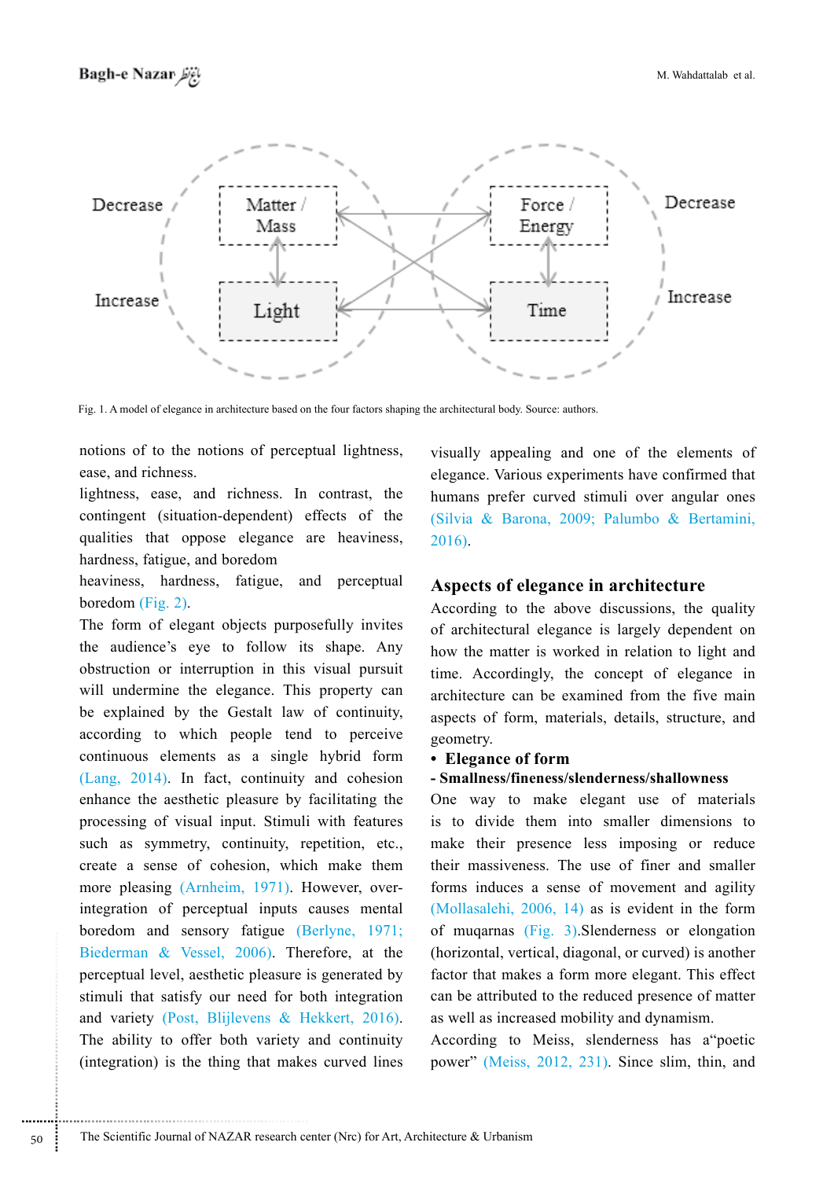Fig. 1. A model of elegance in architecture based on the four factors shaping the architectural body. Source: authors.

notions of to the notions of perceptual lightness, ease, and richness.
lightness, ease, and richness. In contrast, the contingent (situation-dependent) effects of the qualities that oppose elegance are heaviness, hardness, fatigue, and boredom
heaviness, hardness, fatigue, and perceptual boredom (Fig. 2).
The form of elegant objects purposefully invites the audience's eye to follow its shape. Any obstruction or interruption in this visual pursuit will undermine the elegance. This property can be explained by the Gestalt law of continuity, according to which people tend to perceive continuous elements as a single hybrid form (Lang, 2014). In fact, continuity and cohesion enhance the aesthetic pleasure by facilitating the processing of visual input. Stimuli with features such as symmetry, continuity, repetition, etc., create a sense of cohesion, which make them more pleasing (Arnheim, 1971). However, over-integration of perceptual inputs causes mental boredom and sensory fatigue (Berlyne, 1971; Biederman & Vessel, 2006). Therefore, at the perceptual level, aesthetic pleasure is generated by stimuli that satisfy our need for both integration and variety (Post, Blijlevens & Hekkert, 2016).
The ability to offer both variety and continuity (integration) is the thing that makes curved lines visually appealing and one of the elements of elegance. Various experiments have confirmed that humans prefer curved stimuli over angular ones (Silvia & Barona, 2009; Palumbo & Bertamini, 2016).

## Aspects of elegance in architecture

According to the above discussions, the quality of architectural elegance is largely dependent on how the matter is worked in relation to light and time. Accordingly, the concept of elegance in architecture can be examined from the five main aspects of form, materials, details, structure, and geometry.

- **Elegance of form**

**- Smallness/fineness/slenderness/shallowness**

One way to make elegant use of materials is to divide them into smaller dimensions to make their presence less imposing or reduce their massiveness. The use of finer and smaller forms induces a sense of movement and agility (Mollasalehi, 2006, 14) as is evident in the form of muqarnas (Fig. 3).Slenderness or elongation (horizontal, vertical, diagonal, or curved) is another factor that makes a form more elegant. This effect can be attributed to the reduced presence of matter as well as increased mobility and dynamism.
According to Meiss, slenderness has a"poetic power" (Meiss, 2012, 231). Since slim, thin, and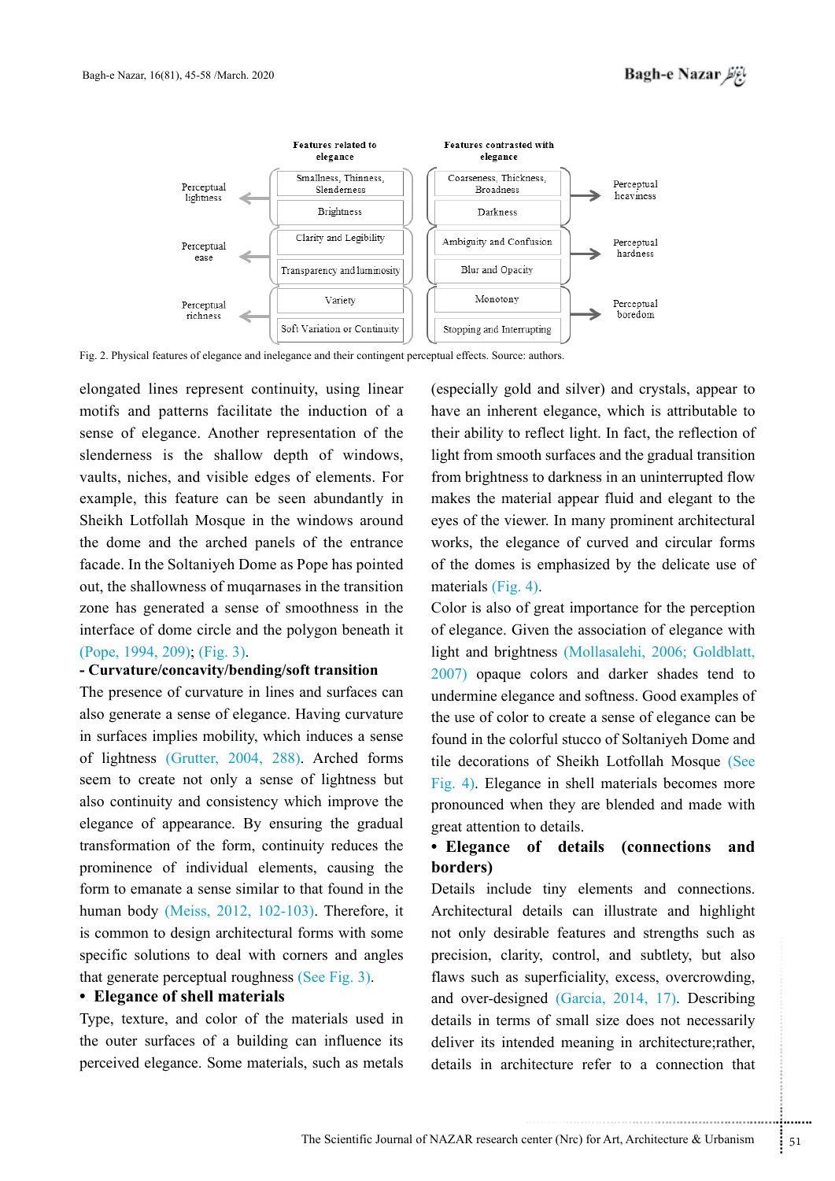| Perceptual effect | Features related to elegance | Features contrasted with elegance | Perceptual effect |
|---|---|---|---|
| Perceptual lightness | Smallness, Thinness, Slenderness | Coarseness, Thickness, Broadness | Perceptual heaviness |
| | Brightness | Darkness | |
| Perceptual ease | Clarity and Legibility | Ambiguity and Confusion | Perceptual hardness |
| | Transparency and luminosity | Blur and Opacity | |
| Perceptual richness | Variety | Monotony | Perceptual boredom |
| | Soft Variation or Continuity | Stopping and Interrupting | |

Fig. 2. Physical features of elegance and inelegance and their contingent perceptual effects. Source: authors.

elongated lines represent continuity, using linear motifs and patterns facilitate the induction of a sense of elegance. Another representation of the slenderness is the shallow depth of windows, vaults, niches, and visible edges of elements. For example, this feature can be seen abundantly in Sheikh Lotfollah Mosque in the windows around the dome and the arched panels of the entrance facade. In the Soltaniyeh Dome as Pope has pointed out, the shallowness of muqarnases in the transition zone has generated a sense of smoothness in the interface of dome circle and the polygon beneath it (Pope, 1994, 209); (Fig. 3).

**- Curvature/concavity/bending/soft transition**

The presence of curvature in lines and surfaces can also generate a sense of elegance. Having curvature in surfaces implies mobility, which induces a sense of lightness (Grutter, 2004, 288). Arched forms seem to create not only a sense of lightness but also continuity and consistency which improve the elegance of appearance. By ensuring the gradual transformation of the form, continuity reduces the prominence of individual elements, causing the form to emanate a sense similar to that found in the human body (Meiss, 2012, 102-103). Therefore, it is common to design architectural forms with some specific solutions to deal with corners and angles that generate perceptual roughness (See Fig. 3).

**• Elegance of shell materials**

Type, texture, and color of the materials used in the outer surfaces of a building can influence its perceived elegance. Some materials, such as metals (especially gold and silver) and crystals, appear to have an inherent elegance, which is attributable to their ability to reflect light. In fact, the reflection of light from smooth surfaces and the gradual transition from brightness to darkness in an uninterrupted flow makes the material appear fluid and elegant to the eyes of the viewer. In many prominent architectural works, the elegance of curved and circular forms of the domes is emphasized by the delicate use of materials (Fig. 4).

Color is also of great importance for the perception of elegance. Given the association of elegance with light and brightness (Mollasalehi, 2006; Goldblatt, 2007) opaque colors and darker shades tend to undermine elegance and softness. Good examples of the use of color to create a sense of elegance can be found in the colorful stucco of Soltaniyeh Dome and tile decorations of Sheikh Lotfollah Mosque (See Fig. 4). Elegance in shell materials becomes more pronounced when they are blended and made with great attention to details.

**• Elegance of details (connections and borders)**

Details include tiny elements and connections. Architectural details can illustrate and highlight not only desirable features and strengths such as precision, clarity, control, and subtlety, but also flaws such as superficiality, excess, overcrowding, and over-designed (Garcia, 2014, 17). Describing details in terms of small size does not necessarily deliver its intended meaning in architecture;rather, details in architecture refer to a connection that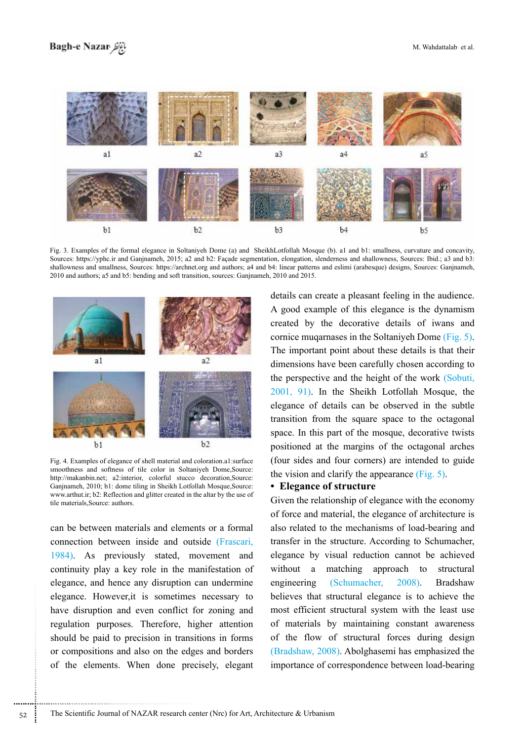Fig. 3. Examples of the formal elegance in Soltaniyeh Dome (a) and SheikhLotfollah Mosque (b). a1 and b1: smallness, curvature and concavity, Sources: https://yphc.ir and Ganjnameh, 2015; a2 and b2: Façade segmentation, elongation, slenderness and shallowness, Sources: Ibid.; a3 and b3: shallowness and smallness, Sources: https://archnet.org and authors; a4 and b4: linear patterns and eslimi (arabesque) designs, Sources: Ganjnameh, 2010 and authors; a5 and b5: bending and soft transition, sources: Ganjnameh, 2010 and 2015.

Fig. 4. Examples of elegance of shell material and coloration.a1:surface smoothness and softness of tile color in Soltaniyeh Dome,Source: http://makanbin.net; a2:interior, colorful stucco decoration,Source: Ganjnameh, 2010; b1: dome tiling in Sheikh Lotfollah Mosque,Source: www.arthut.ir; b2: Reflection and glitter created in the altar by the use of tile materials,Source: authors.

can be between materials and elements or a formal connection between inside and outside (Frascari, 1984). As previously stated, movement and continuity play a key role in the manifestation of elegance, and hence any disruption can undermine elegance. However,it is sometimes necessary to have disruption and even conflict for zoning and regulation purposes. Therefore, higher attention should be paid to precision in transitions in forms or compositions and also on the edges and borders of the elements. When done precisely, elegant details can create a pleasant feeling in the audience. A good example of this elegance is the dynamism created by the decorative details of iwans and cornice muqarnases in the Soltaniyeh Dome (Fig. 5). The important point about these details is that their dimensions have been carefully chosen according to the perspective and the height of the work (Sobuti, 2001, 91). In the Sheikh Lotfollah Mosque, the elegance of details can be observed in the subtle transition from the square space to the octagonal space. In this part of the mosque, decorative twists positioned at the margins of the octagonal arches (four sides and four corners) are intended to guide the vision and clarify the appearance (Fig. 5).

- **Elegance of structure**

Given the relationship of elegance with the economy of force and material, the elegance of architecture is also related to the mechanisms of load-bearing and transfer in the structure. According to Schumacher, elegance by visual reduction cannot be achieved without a matching approach to structural engineering (Schumacher, 2008). Bradshaw believes that structural elegance is to achieve the most efficient structural system with the least use of materials by maintaining constant awareness of the flow of structural forces during design (Bradshaw, 2008). Abolghasemi has emphasized the importance of correspondence between load-bearing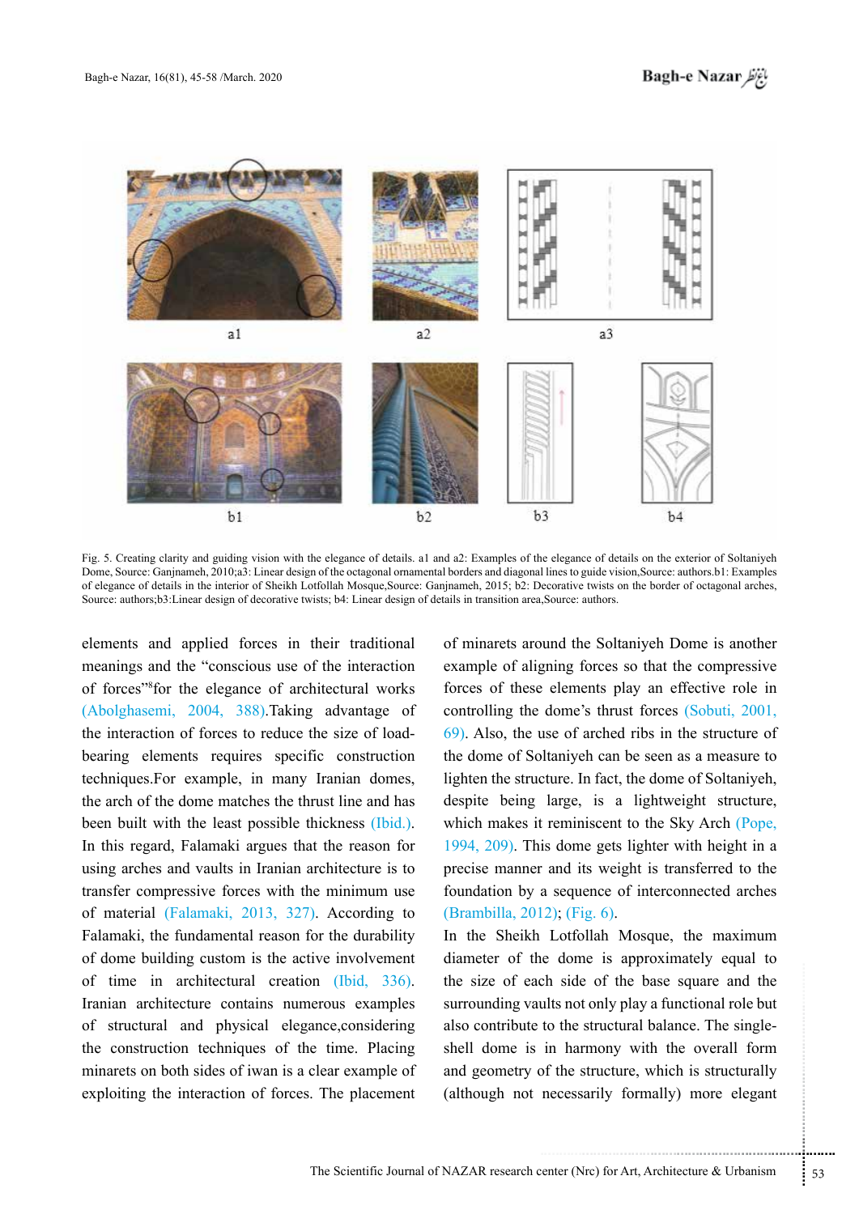Fig. 5. Creating clarity and guiding vision with the elegance of details. a1 and a2: Examples of the elegance of details on the exterior of Soltaniyeh Dome, Source: Ganjnameh, 2010;a3: Linear design of the octagonal ornamental borders and diagonal lines to guide vision,Source: authors.b1: Examples of elegance of details in the interior of Sheikh Lotfollah Mosque,Source: Ganjnameh, 2015; b2: Decorative twists on the border of octagonal arches, Source: authors;b3:Linear design of decorative twists; b4: Linear design of details in transition area,Source: authors.

elements and applied forces in their traditional meanings and the "conscious use of the interaction of forces"[8]for the elegance of architectural works (Abolghasemi, 2004, 388).Taking advantage of the interaction of forces to reduce the size of load-bearing elements requires specific construction techniques.For example, in many Iranian domes, the arch of the dome matches the thrust line and has been built with the least possible thickness (Ibid.). In this regard, Falamaki argues that the reason for using arches and vaults in Iranian architecture is to transfer compressive forces with the minimum use of material (Falamaki, 2013, 327). According to Falamaki, the fundamental reason for the durability of dome building custom is the active involvement of time in architectural creation (Ibid, 336). Iranian architecture contains numerous examples of structural and physical elegance,considering the construction techniques of the time. Placing minarets on both sides of iwan is a clear example of exploiting the interaction of forces. The placement of minarets around the Soltaniyeh Dome is another example of aligning forces so that the compressive forces of these elements play an effective role in controlling the dome's thrust forces (Sobuti, 2001, 69). Also, the use of arched ribs in the structure of the dome of Soltaniyeh can be seen as a measure to lighten the structure. In fact, the dome of Soltaniyeh, despite being large, is a lightweight structure, which makes it reminiscent to the Sky Arch (Pope, 1994, 209). This dome gets lighter with height in a precise manner and its weight is transferred to the foundation by a sequence of interconnected arches (Brambilla, 2012); (Fig. 6).

In the Sheikh Lotfollah Mosque, the maximum diameter of the dome is approximately equal to the size of each side of the base square and the surrounding vaults not only play a functional role but also contribute to the structural balance. The single-shell dome is in harmony with the overall form and geometry of the structure, which is structurally (although not necessarily formally) more elegant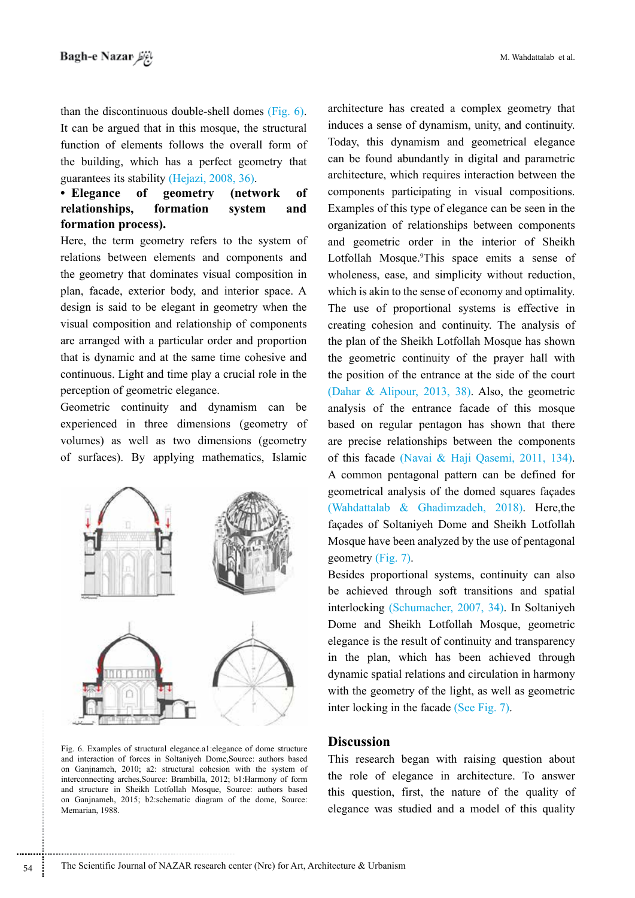than the discontinuous double-shell domes (Fig. 6). It can be argued that in this mosque, the structural function of elements follows the overall form of the building, which has a perfect geometry that guarantees its stability (Hejazi, 2008, 36).

- **Elegance of geometry (network of relationships, formation system and formation process).**

Here, the term geometry refers to the system of relations between elements and components and the geometry that dominates visual composition in plan, facade, exterior body, and interior space. A design is said to be elegant in geometry when the visual composition and relationship of components are arranged with a particular order and proportion that is dynamic and at the same time cohesive and continuous. Light and time play a crucial role in the perception of geometric elegance.

Geometric continuity and dynamism can be experienced in three dimensions (geometry of volumes) as well as two dimensions (geometry of surfaces). By applying mathematics, Islamic architecture has created a complex geometry that induces a sense of dynamism, unity, and continuity. Today, this dynamism and geometrical elegance can be found abundantly in digital and parametric architecture, which requires interaction between the components participating in visual compositions. Examples of this type of elegance can be seen in the organization of relationships between components and geometric order in the interior of Sheikh Lotfollah Mosque.[9]This space emits a sense of wholeness, ease, and simplicity without reduction, which is akin to the sense of economy and optimality. The use of proportional systems is effective in creating cohesion and continuity. The analysis of the plan of the Sheikh Lotfollah Mosque has shown the geometric continuity of the prayer hall with the position of the entrance at the side of the court (Dahar & Alipour, 2013, 38). Also, the geometric analysis of the entrance facade of this mosque based on regular pentagon has shown that there are precise relationships between the components of this facade (Navai & Haji Qasemi, 2011, 134). A common pentagonal pattern can be defined for geometrical analysis of the domed squares façades (Wahdattalab & Ghadimzadeh, 2018). Here,the façades of Soltaniyeh Dome and Sheikh Lotfollah Mosque have been analyzed by the use of pentagonal geometry (Fig. 7).

Besides proportional systems, continuity can also be achieved through soft transitions and spatial interlocking (Schumacher, 2007, 34). In Soltaniyeh Dome and Sheikh Lotfollah Mosque, geometric elegance is the result of continuity and transparency in the plan, which has been achieved through dynamic spatial relations and circulation in harmony with the geometry of the light, as well as geometric inter locking in the facade (See Fig. 7).

Fig. 6. Examples of structural elegance.a1:elegance of dome structure and interaction of forces in Soltaniyeh Dome,Source: authors based on Ganjnameh, 2010; a2: structural cohesion with the system of interconnecting arches,Source: Brambilla, 2012; b1:Harmony of form and structure in Sheikh Lotfollah Mosque, Source: authors based on Ganjnameh, 2015; b2:schematic diagram of the dome, Source: Memarian, 1988.

## Discussion

This research began with raising question about the role of elegance in architecture. To answer this question, first, the nature of the quality of elegance was studied and a model of this quality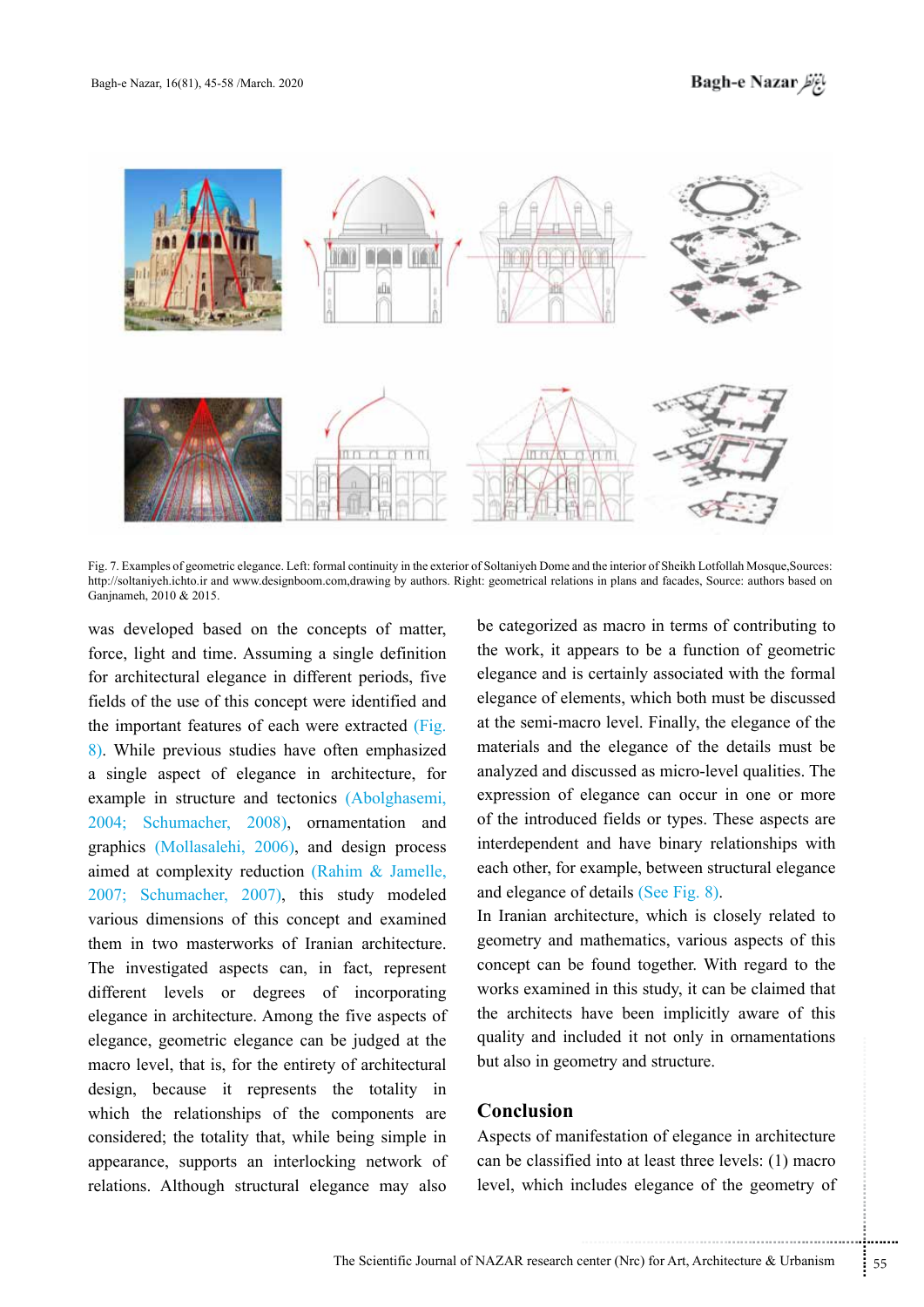Fig. 7. Examples of geometric elegance. Left: formal continuity in the exterior of Soltaniyeh Dome and the interior of Sheikh Lotfollah Mosque,Sources: http://soltaniyeh.ichto.ir and www.designboom.com,drawing by authors. Right: geometrical relations in plans and facades, Source: authors based on Ganjnameh, 2010 & 2015.

was developed based on the concepts of matter, force, light and time. Assuming a single definition for architectural elegance in different periods, five fields of the use of this concept were identified and the important features of each were extracted (Fig. 8). While previous studies have often emphasized a single aspect of elegance in architecture, for example in structure and tectonics (Abolghasemi, 2004; Schumacher, 2008), ornamentation and graphics (Mollasalehi, 2006), and design process aimed at complexity reduction (Rahim & Jamelle, 2007; Schumacher, 2007), this study modeled various dimensions of this concept and examined them in two masterworks of Iranian architecture. The investigated aspects can, in fact, represent different levels or degrees of incorporating elegance in architecture. Among the five aspects of elegance, geometric elegance can be judged at the macro level, that is, for the entirety of architectural design, because it represents the totality in which the relationships of the components are considered; the totality that, while being simple in appearance, supports an interlocking network of relations. Although structural elegance may also be categorized as macro in terms of contributing to the work, it appears to be a function of geometric elegance and is certainly associated with the formal elegance of elements, which both must be discussed at the semi-macro level. Finally, the elegance of the materials and the elegance of the details must be analyzed and discussed as micro-level qualities. The expression of elegance can occur in one or more of the introduced fields or types. These aspects are interdependent and have binary relationships with each other, for example, between structural elegance and elegance of details (See Fig. 8).

In Iranian architecture, which is closely related to geometry and mathematics, various aspects of this concept can be found together. With regard to the works examined in this study, it can be claimed that the architects have been implicitly aware of this quality and included it not only in ornamentations but also in geometry and structure.

## Conclusion

Aspects of manifestation of elegance in architecture can be classified into at least three levels: (1) macro level, which includes elegance of the geometry of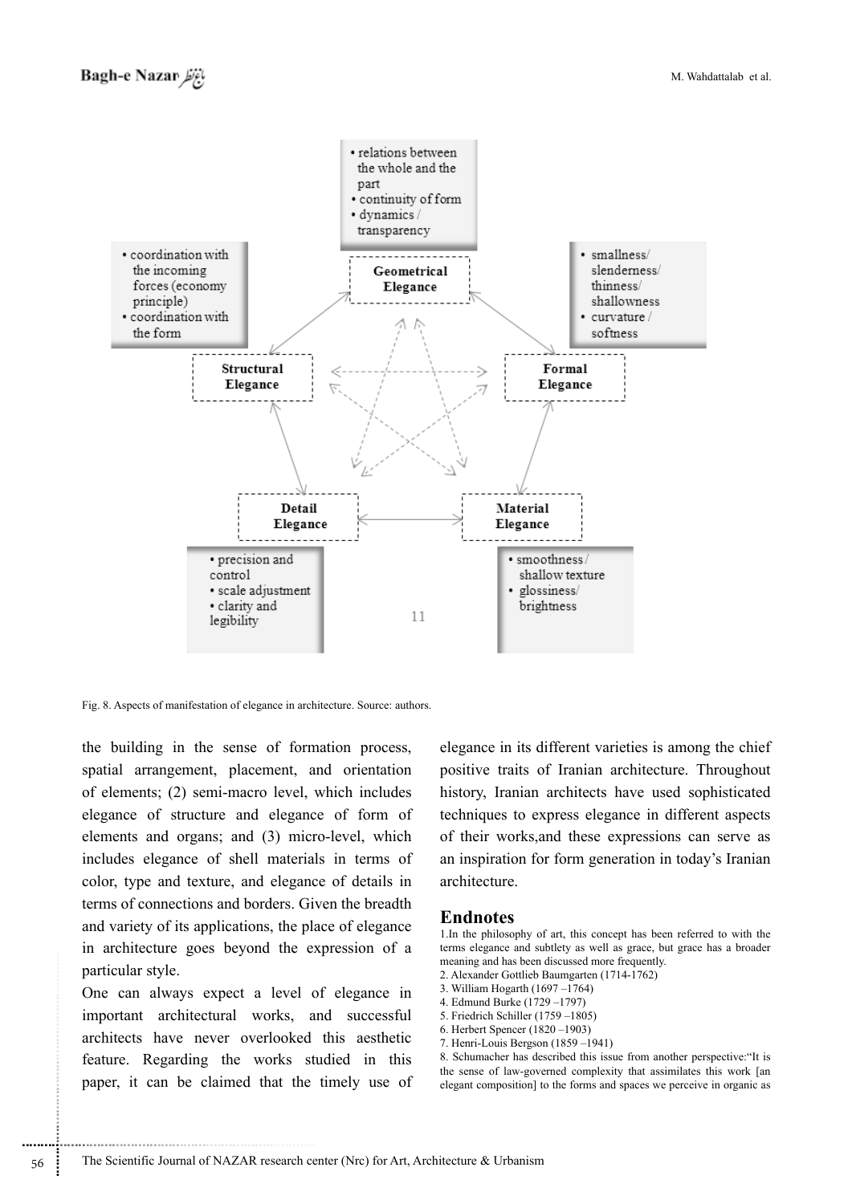**Geometrical Elegance**
- relations between the whole and the part
- continuity of form
- dynamics / transparency

**Structural Elegance**
- coordination with the incoming forces (economy principle)
- coordination with the form

**Formal Elegance**
- smallness/ slenderness/ thinness/ shallowness
- curvature / softness

**Detail Elegance**
- precision and control
- scale adjustment
- clarity and legibility

**Material Elegance**
- smoothness / shallow texture
- glossiness/ brightness

Fig. 8. Aspects of manifestation of elegance in architecture. Source: authors.

the building in the sense of formation process, spatial arrangement, placement, and orientation of elements; (2) semi-macro level, which includes elegance of structure and elegance of form of elements and organs; and (3) micro-level, which includes elegance of shell materials in terms of color, type and texture, and elegance of details in terms of connections and borders. Given the breadth and variety of its applications, the place of elegance in architecture goes beyond the expression of a particular style.

One can always expect a level of elegance in important architectural works, and successful architects have never overlooked this aesthetic feature. Regarding the works studied in this paper, it can be claimed that the timely use of elegance in its different varieties is among the chief positive traits of Iranian architecture. Throughout history, Iranian architects have used sophisticated techniques to express elegance in different aspects of their works,and these expressions can serve as an inspiration for form generation in today's Iranian architecture.

## Endnotes

1.In the philosophy of art, this concept has been referred to with the terms elegance and subtlety as well as grace, but grace has a broader meaning and has been discussed more frequently.

2. Alexander Gottlieb Baumgarten (1714-1762)
3. William Hogarth (1697 –1764)
4. Edmund Burke (1729 –1797)
5. Friedrich Schiller (1759 –1805)
6. Herbert Spencer (1820 –1903)
7. Henri-Louis Bergson (1859 –1941)
8. Schumacher has described this issue from another perspective:"It is the sense of law-governed complexity that assimilates this work [an elegant composition] to the forms and spaces we perceive in organic as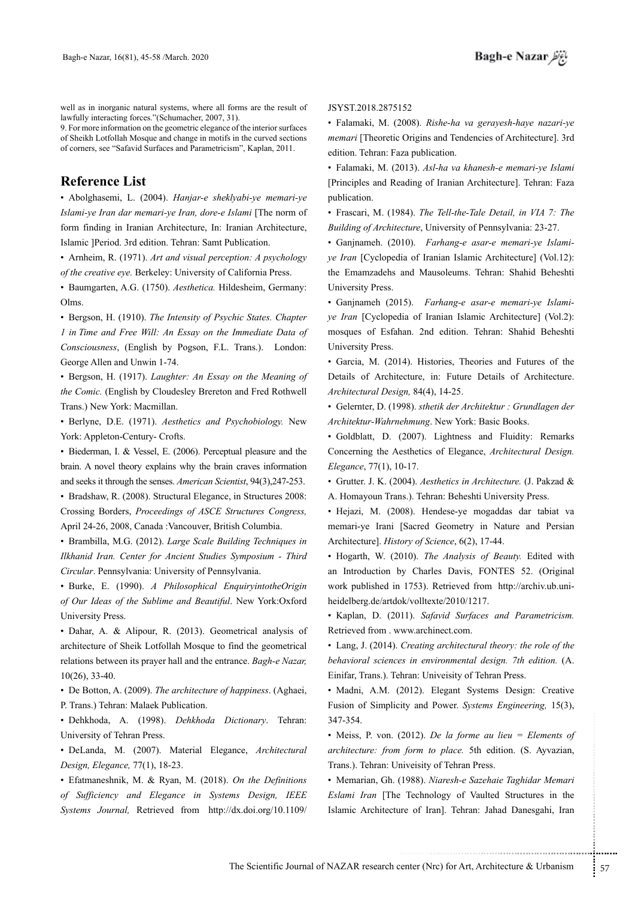well as in inorganic natural systems, where all forms are the result of lawfully interacting forces."(Schumacher, 2007, 31).

9. For more information on the geometric elegance of the interior surfaces of Sheikh Lotfollah Mosque and change in motifs in the curved sections of corners, see "Safavid Surfaces and Parametricism", Kaplan, 2011.

## Reference List

• Abolghasemi, L. (2004). *Hanjar-e sheklyabi-ye memari-ye Islami-ye Iran dar memari-ye Iran, dore-e Islami* [The norm of form finding in Iranian Architecture, In: Iranian Architecture, Islamic ]Period. 3rd edition. Tehran: Samt Publication.

• Arnheim, R. (1971). *Art and visual perception: A psychology of the creative eye.* Berkeley: University of California Press.

• Baumgarten, A.G. (1750). *Aesthetica.* Hildesheim, Germany: Olms.

• Bergson, H. (1910). *The Intensity of Psychic States. Chapter 1 in Time and Free Will: An Essay on the Immediate Data of Consciousness*, (English by Pogson, F.L. Trans.). London: George Allen and Unwin 1-74.

• Bergson, H. (1917). *Laughter: An Essay on the Meaning of the Comic.* (English by Cloudesley Brereton and Fred Rothwell Trans.) New York: Macmillan.

• Berlyne, D.E. (1971). *Aesthetics and Psychobiology.* New York: Appleton-Century- Crofts.

• Biederman, I. & Vessel, E. (2006). Perceptual pleasure and the brain. A novel theory explains why the brain craves information and seeks it through the senses. *American Scientist*, 94(3),247-253.

• Bradshaw, R. (2008). Structural Elegance, in Structures 2008: Crossing Borders, *Proceedings of ASCE Structures Congress,* April 24-26, 2008, Canada :Vancouver, British Columbia.

• Brambilla, M.G. (2012). *Large Scale Building Techniques in Ilkhanid Iran. Center for Ancient Studies Symposium - Third Circular*. Pennsylvania: University of Pennsylvania.

• Burke, E. (1990). *A Philosophical EnquiryintotheOrigin of Our Ideas of the Sublime and Beautiful*. New York:Oxford University Press.

• Dahar, A. & Alipour, R. (2013). Geometrical analysis of architecture of Sheik Lotfollah Mosque to find the geometrical relations between its prayer hall and the entrance. *Bagh-e Nazar,* 10(26), 33-40.

• De Botton, A. (2009). *The architecture of happiness*. (Aghaei, P. Trans.) Tehran: Malaek Publication.

• Dehkhoda, A. (1998). *Dehkhoda Dictionary*. Tehran: University of Tehran Press.

• DeLanda, M. (2007). Material Elegance, *Architectural Design, Elegance,* 77(1), 18-23.

• Efatmaneshnik, M. & Ryan, M. (2018). *On the Definitions of Sufficiency and Elegance in Systems Design, IEEE Systems Journal,* Retrieved from http://dx.doi.org/10.1109/JSYST.2018.2875152

• Falamaki, M. (2008). *Rishe-ha va gerayesh-haye nazari-ye memari* [Theoretic Origins and Tendencies of Architecture]. 3rd edition. Tehran: Faza publication.

• Falamaki, M. (2013). *Asl-ha va khanesh-e memari-ye Islami* [Principles and Reading of Iranian Architecture]. Tehran: Faza publication.

• Frascari, M. (1984). *The Tell-the-Tale Detail, in VIA 7: The Building of Architecture*, University of Pennsylvania: 23-27.

• Ganjnameh. (2010). *Farhang-e asar-e memari-ye Islami-ye Iran* [Cyclopedia of Iranian Islamic Architecture] (Vol.12): the Emamzadehs and Mausoleums. Tehran: Shahid Beheshti University Press.

• Ganjnameh (2015). *Farhang-e asar-e memari-ye Islami-ye Iran* [Cyclopedia of Iranian Islamic Architecture] (Vol.2): mosques of Esfahan. 2nd edition. Tehran: Shahid Beheshti University Press.

• Garcia, M. (2014). Histories, Theories and Futures of the Details of Architecture, in: Future Details of Architecture. *Architectural Design,* 84(4), 14-25.

• Gelernter, D. (1998). *sthetik der Architektur : Grundlagen der Architektur-Wahrnehmung*. New York: Basic Books.

• Goldblatt, D. (2007). Lightness and Fluidity: Remarks Concerning the Aesthetics of Elegance, *Architectural Design. Elegance*, 77(1), 10-17.

• Grutter. J. K. (2004). *Aesthetics in Architecture.* (J. Pakzad & A. Homayoun Trans.). Tehran: Beheshti University Press.

• Hejazi, M. (2008). Hendese-ye mogaddas dar tabiat va memari-ye Irani [Sacred Geometry in Nature and Persian Architecture]. *History of Science*, 6(2), 17-44.

• Hogarth, W. (2010). *The Analysis of Beauty.* Edited with an Introduction by Charles Davis, FONTES 52. (Original work published in 1753). Retrieved from http://archiv.ub.uni-heidelberg.de/artdok/volltexte/2010/1217.

• Kaplan, D. (2011). *Safavid Surfaces and Parametricism.* Retrieved from . www.archinect.com.

• Lang, J. (2014). *Creating architectural theory: the role of the behavioral sciences in environmental design. 7th edition.* (A. Einifar, Trans.). Tehran: Univeisity of Tehran Press.

• Madni, A.M. (2012). Elegant Systems Design: Creative Fusion of Simplicity and Power. *Systems Engineering,* 15(3), 347-354.

• Meiss, P. von. (2012). *De la forme au lieu = Elements of architecture: from form to place.* 5th edition. (S. Ayvazian, Trans.). Tehran: Univeisity of Tehran Press.

• Memarian, Gh. (1988). *Niaresh-e Sazehaie Taghidar Memari Eslami Iran* [The Technology of Vaulted Structures in the Islamic Architecture of Iran]. Tehran: Jahad Danesgahi, Iran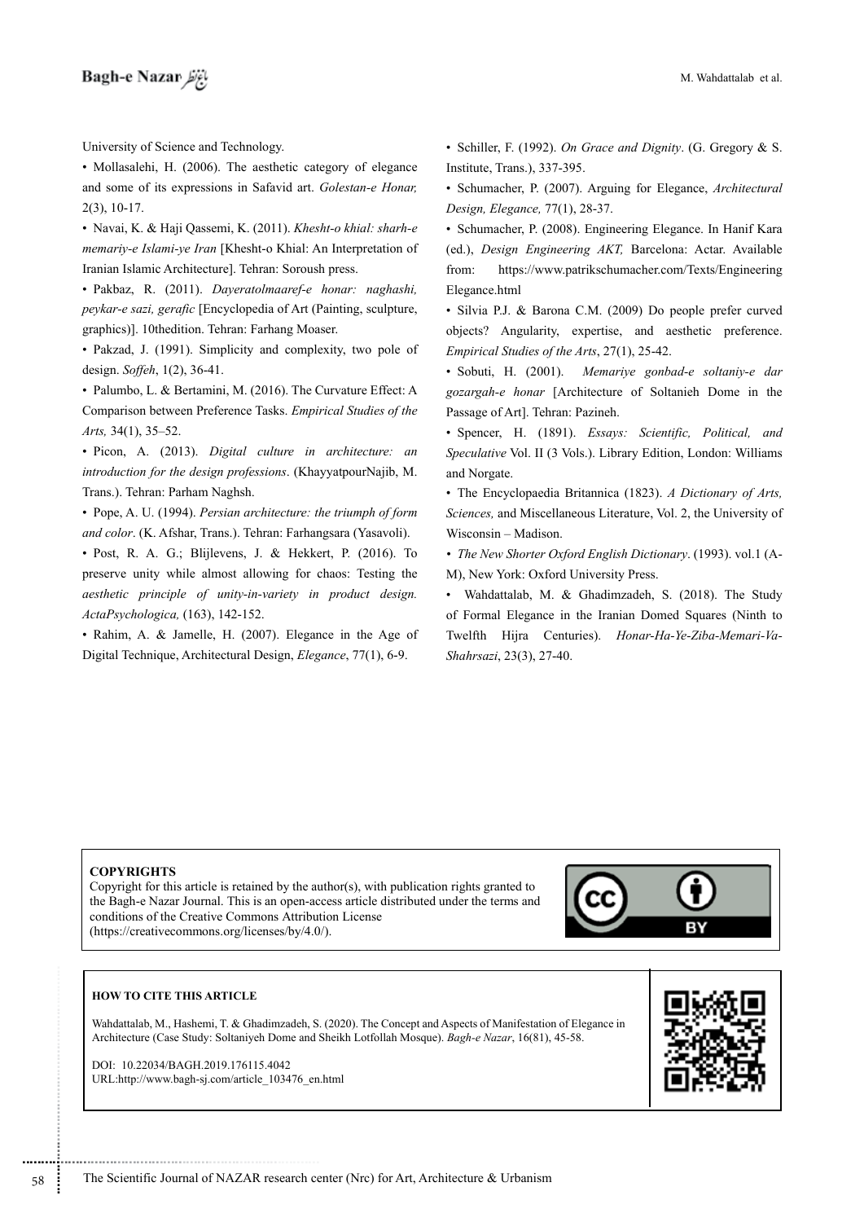University of Science and Technology.

• Mollasalehi, H. (2006). The aesthetic category of elegance and some of its expressions in Safavid art. *Golestan-e Honar,* 2(3), 10-17.

• Navai, K. & Haji Qassemi, K. (2011). *Khesht-o khial: sharh-e memariy-e Islami-ye Iran* [Khesht-o Khial: An Interpretation of Iranian Islamic Architecture]. Tehran: Soroush press.

• Pakbaz, R. (2011). *Dayeratolmaaref-e honar: naghashi, peykar-e sazi, gerafic* [Encyclopedia of Art (Painting, sculpture, graphics)]. 10thedition. Tehran: Farhang Moaser.

• Pakzad, J. (1991). Simplicity and complexity, two pole of design. *Soffeh*, 1(2), 36-41.

• Palumbo, L. & Bertamini, M. (2016). The Curvature Effect: A Comparison between Preference Tasks. *Empirical Studies of the Arts,* 34(1), 35–52.

• Picon, A. (2013). *Digital culture in architecture: an introduction for the design professions*. (KhayyatpourNajib, M. Trans.). Tehran: Parham Naghsh.

• Pope, A. U. (1994). *Persian architecture: the triumph of form and color*. (K. Afshar, Trans.). Tehran: Farhangsara (Yasavoli).

• Post, R. A. G.; Blijlevens, J. & Hekkert, P. (2016). To preserve unity while almost allowing for chaos: Testing the *aesthetic principle of unity-in-variety in product design. ActaPsychologica,* (163), 142-152.

• Rahim, A. & Jamelle, H. (2007). Elegance in the Age of Digital Technique, Architectural Design, *Elegance*, 77(1), 6-9.

• Schiller, F. (1992). *On Grace and Dignity*. (G. Gregory & S. Institute, Trans.), 337-395.

• Schumacher, P. (2007). Arguing for Elegance, *Architectural Design, Elegance,* 77(1), 28-37.

• Schumacher, P. (2008). Engineering Elegance. In Hanif Kara (ed.), *Design Engineering AKT,* Barcelona: Actar. Available from: https://www.patrikschumacher.com/Texts/Engineering Elegance.html

• Silvia P.J. & Barona C.M. (2009) Do people prefer curved objects? Angularity, expertise, and aesthetic preference. *Empirical Studies of the Arts*, 27(1), 25-42.

• Sobuti, H. (2001). *Memariye gonbad-e soltaniy-e dar gozargah-e honar* [Architecture of Soltanieh Dome in the Passage of Art]. Tehran: Pazineh.

• Spencer, H. (1891). *Essays: Scientific, Political, and Speculative* Vol. II (3 Vols.). Library Edition, London: Williams and Norgate.

• The Encyclopaedia Britannica (1823). *A Dictionary of Arts, Sciences,* and Miscellaneous Literature, Vol. 2, the University of Wisconsin – Madison.

• *The New Shorter Oxford English Dictionary*. (1993). vol.1 (A-M), New York: Oxford University Press.

• Wahdattalab, M. & Ghadimzadeh, S. (2018). The Study of Formal Elegance in the Iranian Domed Squares (Ninth to Twelfth Hijra Centuries). *Honar-Ha-Ye-Ziba-Memari-Va-Shahrsazi*, 23(3), 27-40.

**COPYRIGHTS**

Copyright for this article is retained by the author(s), with publication rights granted to the Bagh-e Nazar Journal. This is an open-access article distributed under the terms and conditions of the Creative Commons Attribution License (https://creativecommons.org/licenses/by/4.0/).

**HOW TO CITE THIS ARTICLE**

Wahdattalab, M., Hashemi, T. & Ghadimzadeh, S. (2020). The Concept and Aspects of Manifestation of Elegance in Architecture (Case Study: Soltaniyeh Dome and Sheikh Lotfollah Mosque). *Bagh-e Nazar*, 16(81), 45-58.

DOI: 10.22034/BAGH.2019.176115.4042
URL:http://www.bagh-sj.com/article_103476_en.html